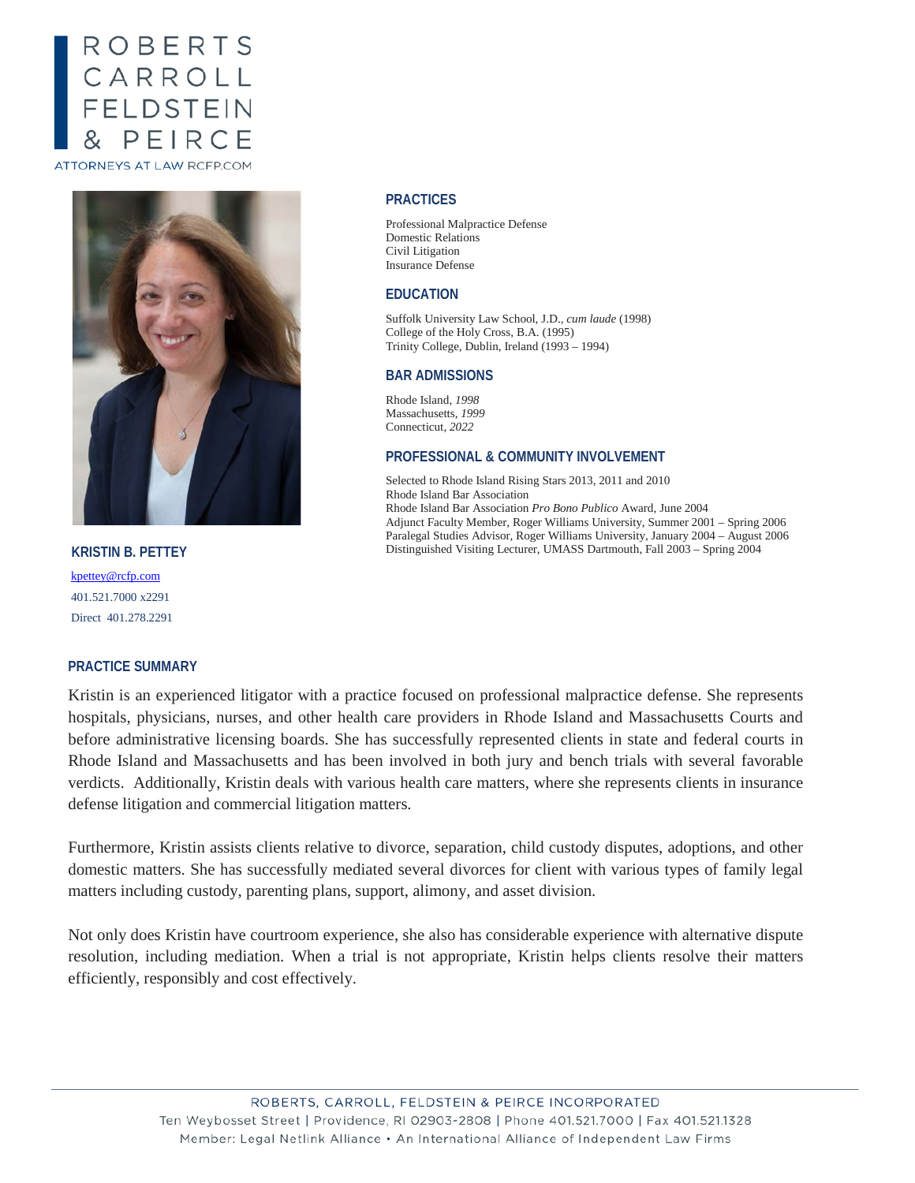# ROBERTS CARROLL FELDSTEIN & PEIRCE

ATTORNEYS AT LAW RCFP.COM

## KRISTIN B. PETTEY

kpettey@rcfp.com
401.521.7000 x2291
Direct 401.278.2291

## PRACTICES

Professional Malpractice Defense
Domestic Relations
Civil Litigation
Insurance Defense

## EDUCATION

Suffolk University Law School, J.D., *cum laude* (1998)
College of the Holy Cross, B.A. (1995)
Trinity College, Dublin, Ireland (1993 – 1994)

## BAR ADMISSIONS

Rhode Island, *1998*
Massachusetts, *1999*
Connecticut, *2022*

## PROFESSIONAL & COMMUNITY INVOLVEMENT

Selected to Rhode Island Rising Stars 2013, 2011 and 2010
Rhode Island Bar Association
Rhode Island Bar Association *Pro Bono Publico* Award, June 2004
Adjunct Faculty Member, Roger Williams University, Summer 2001 – Spring 2006
Paralegal Studies Advisor, Roger Williams University, January 2004 – August 2006
Distinguished Visiting Lecturer, UMASS Dartmouth, Fall 2003 – Spring 2004

## PRACTICE SUMMARY

Kristin is an experienced litigator with a practice focused on professional malpractice defense. She represents hospitals, physicians, nurses, and other health care providers in Rhode Island and Massachusetts Courts and before administrative licensing boards. She has successfully represented clients in state and federal courts in Rhode Island and Massachusetts and has been involved in both jury and bench trials with several favorable verdicts. Additionally, Kristin deals with various health care matters, where she represents clients in insurance defense litigation and commercial litigation matters.

Furthermore, Kristin assists clients relative to divorce, separation, child custody disputes, adoptions, and other domestic matters. She has successfully mediated several divorces for client with various types of family legal matters including custody, parenting plans, support, alimony, and asset division.

Not only does Kristin have courtroom experience, she also has considerable experience with alternative dispute resolution, including mediation. When a trial is not appropriate, Kristin helps clients resolve their matters efficiently, responsibly and cost effectively.

ROBERTS, CARROLL, FELDSTEIN & PEIRCE INCORPORATED
Ten Weybosset Street | Providence, RI 02903-2808 | Phone 401.521.7000 | Fax 401.521.1328
Member: Legal Netlink Alliance • An International Alliance of Independent Law Firms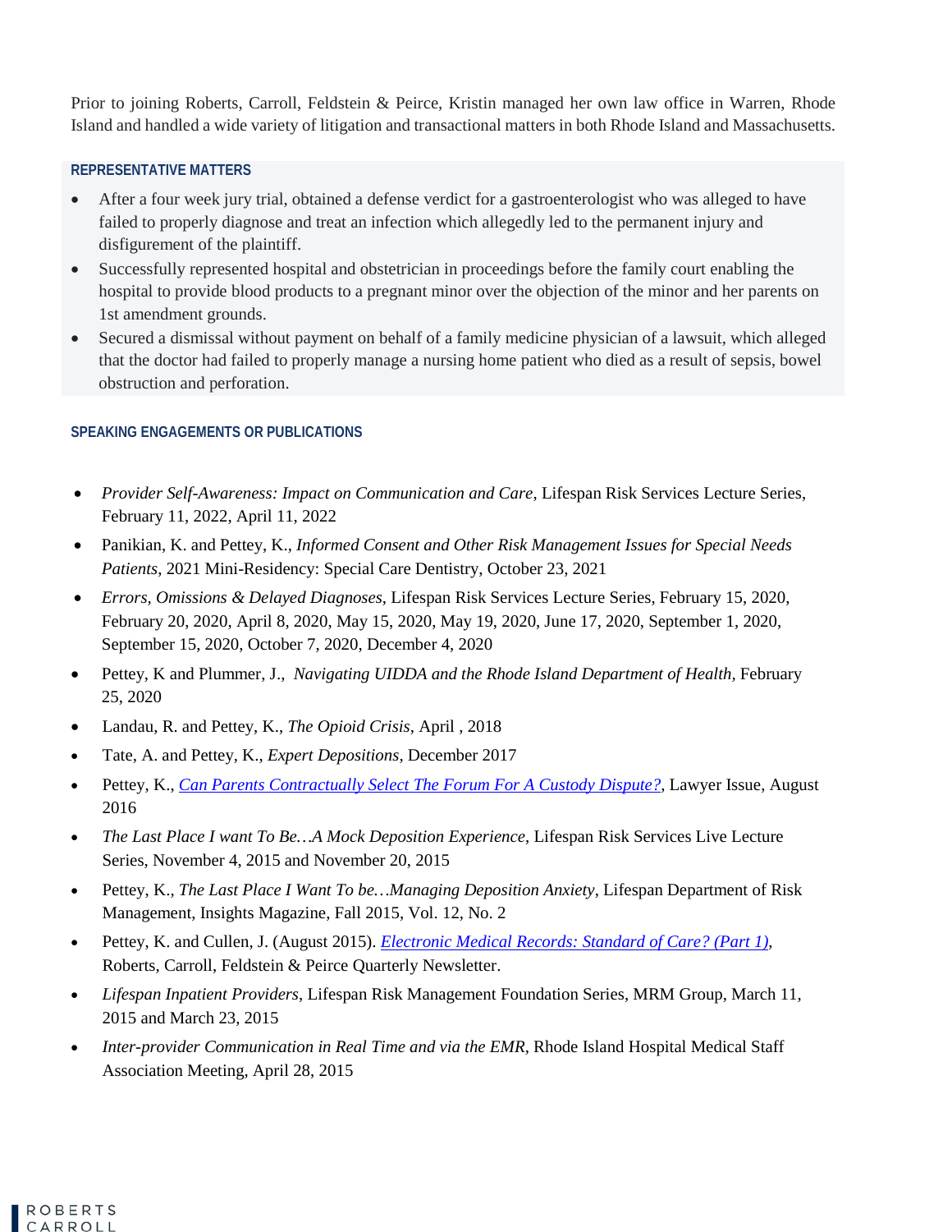Prior to joining Roberts, Carroll, Feldstein & Peirce, Kristin managed her own law office in Warren, Rhode Island and handled a wide variety of litigation and transactional matters in both Rhode Island and Massachusetts.

### REPRESENTATIVE MATTERS

- After a four week jury trial, obtained a defense verdict for a gastroenterologist who was alleged to have failed to properly diagnose and treat an infection which allegedly led to the permanent injury and disfigurement of the plaintiff.
- Successfully represented hospital and obstetrician in proceedings before the family court enabling the hospital to provide blood products to a pregnant minor over the objection of the minor and her parents on 1st amendment grounds.
- Secured a dismissal without payment on behalf of a family medicine physician of a lawsuit, which alleged that the doctor had failed to properly manage a nursing home patient who died as a result of sepsis, bowel obstruction and perforation.

### SPEAKING ENGAGEMENTS OR PUBLICATIONS

- *Provider Self-Awareness: Impact on Communication and Care*, Lifespan Risk Services Lecture Series, February 11, 2022, April 11, 2022
- Panikian, K. and Pettey, K., *Informed Consent and Other Risk Management Issues for Special Needs Patients*, 2021 Mini-Residency: Special Care Dentistry, October 23, 2021
- *Errors, Omissions & Delayed Diagnoses*, Lifespan Risk Services Lecture Series, February 15, 2020, February 20, 2020, April 8, 2020, May 15, 2020, May 19, 2020, June 17, 2020, September 1, 2020, September 15, 2020, October 7, 2020, December 4, 2020
- Pettey, K and Plummer, J., *Navigating UIDDA and the Rhode Island Department of Health*, February 25, 2020
- Landau, R. and Pettey, K., *The Opioid Crisis*, April , 2018
- Tate, A. and Pettey, K., *Expert Depositions*, December 2017
- Pettey, K., *Can Parents Contractually Select The Forum For A Custody Dispute?*, Lawyer Issue, August 2016
- *The Last Place I want To Be…A Mock Deposition Experience*, Lifespan Risk Services Live Lecture Series, November 4, 2015 and November 20, 2015
- Pettey, K., *The Last Place I Want To be…Managing Deposition Anxiety*, Lifespan Department of Risk Management, Insights Magazine, Fall 2015, Vol. 12, No. 2
- Pettey, K. and Cullen, J. (August 2015). *Electronic Medical Records: Standard of Care? (Part 1)*, Roberts, Carroll, Feldstein & Peirce Quarterly Newsletter.
- *Lifespan Inpatient Providers*, Lifespan Risk Management Foundation Series, MRM Group, March 11, 2015 and March 23, 2015
- *Inter-provider Communication in Real Time and via the EMR*, Rhode Island Hospital Medical Staff Association Meeting, April 28, 2015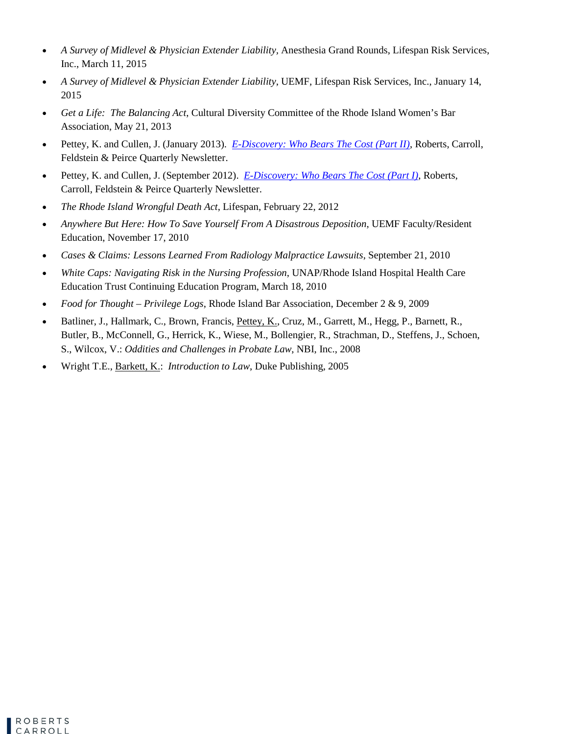- *A Survey of Midlevel & Physician Extender Liability*, Anesthesia Grand Rounds, Lifespan Risk Services, Inc., March 11, 2015
- *A Survey of Midlevel & Physician Extender Liability*, UEMF, Lifespan Risk Services, Inc., January 14, 2015
- *Get a Life: The Balancing Act*, Cultural Diversity Committee of the Rhode Island Women's Bar Association, May 21, 2013
- Pettey, K. and Cullen, J. (January 2013). *E-Discovery: Who Bears The Cost (Part II)*, Roberts, Carroll, Feldstein & Peirce Quarterly Newsletter.
- Pettey, K. and Cullen, J. (September 2012). *E-Discovery: Who Bears The Cost (Part I)*, Roberts, Carroll, Feldstein & Peirce Quarterly Newsletter.
- *The Rhode Island Wrongful Death Act*, Lifespan, February 22, 2012
- *Anywhere But Here: How To Save Yourself From A Disastrous Deposition*, UEMF Faculty/Resident Education, November 17, 2010
- *Cases & Claims: Lessons Learned From Radiology Malpractice Lawsuits*, September 21, 2010
- *White Caps: Navigating Risk in the Nursing Profession*, UNAP/Rhode Island Hospital Health Care Education Trust Continuing Education Program, March 18, 2010
- *Food for Thought – Privilege Logs*, Rhode Island Bar Association, December 2 & 9, 2009
- Batliner, J., Hallmark, C., Brown, Francis, Pettey, K., Cruz, M., Garrett, M., Hegg, P., Barnett, R., Butler, B., McConnell, G., Herrick, K., Wiese, M., Bollengier, R., Strachman, D., Steffens, J., Schoen, S., Wilcox, V.: *Oddities and Challenges in Probate Law*, NBI, Inc., 2008
- Wright T.E., Barkett, K.: *Introduction to Law*, Duke Publishing, 2005